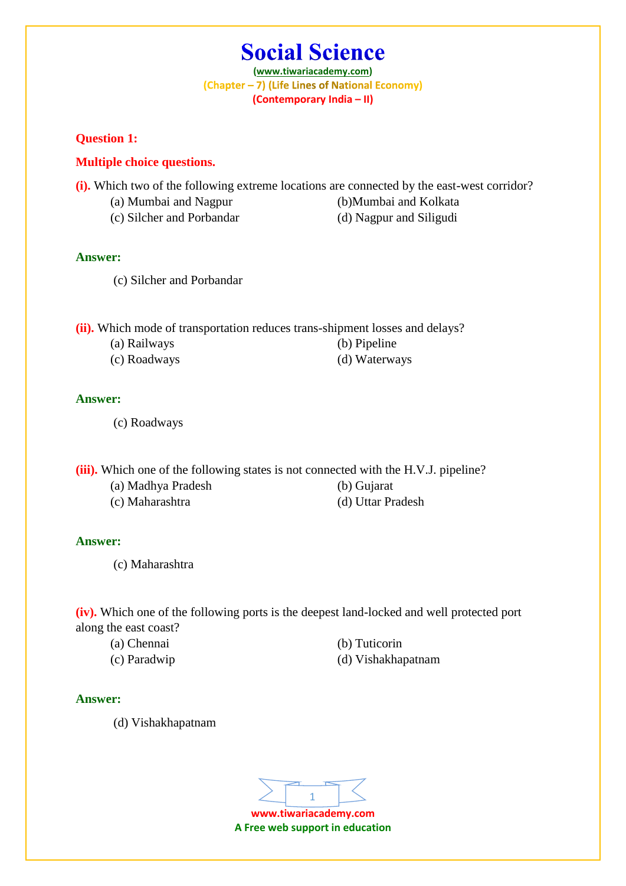# Social Science

(www.tiwariacademy.com)

(Chapter – 7) (Life Lines of National Economy)

(Contemporary India – II)

**Question 1:**

**Multiple choice questions.**

**(i).** Which two of the following extreme locations are connected by the east-west corridor?

(a) Mumbai and Nagpur
(b)Mumbai and Kolkata
(c) Silcher and Porbandar
(d) Nagpur and Siligudi

**Answer:**

(c) Silcher and Porbandar

**(ii).** Which mode of transportation reduces trans-shipment losses and delays?

(a) Railways
(b) Pipeline
(c) Roadways
(d) Waterways

**Answer:**

(c) Roadways

**(iii).** Which one of the following states is not connected with the H.V.J. pipeline?

(a) Madhya Pradesh
(b) Gujarat
(c) Maharashtra
(d) Uttar Pradesh

**Answer:**

(c) Maharashtra

**(iv).** Which one of the following ports is the deepest land-locked and well protected port along the east coast?

(a) Chennai
(b) Tuticorin
(c) Paradwip
(d) Vishakhapatnam

**Answer:**

(d) Vishakhapatnam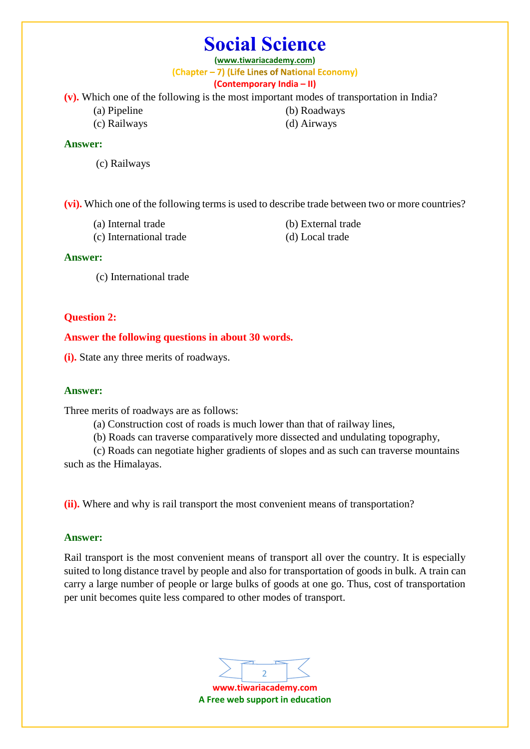**(v).** Which one of the following is the most important modes of transportation in India?

(a) Pipeline
(b) Roadways
(c) Railways
(d) Airways

**Answer:**

(c) Railways

**(vi).** Which one of the following terms is used to describe trade between two or more countries?

(a) Internal trade
(b) External trade
(c) International trade
(d) Local trade

**Answer:**

(c) International trade

**Question 2:**

**Answer the following questions in about 30 words.**

**(i).** State any three merits of roadways.

**Answer:**

Three merits of roadways are as follows:

(a) Construction cost of roads is much lower than that of railway lines,

(b) Roads can traverse comparatively more dissected and undulating topography,

(c) Roads can negotiate higher gradients of slopes and as such can traverse mountains such as the Himalayas.

**(ii).** Where and why is rail transport the most convenient means of transportation?

**Answer:**

Rail transport is the most convenient means of transport all over the country. It is especially suited to long distance travel by people and also for transportation of goods in bulk. A train can carry a large number of people or large bulks of goods at one go. Thus, cost of transportation per unit becomes quite less compared to other modes of transport.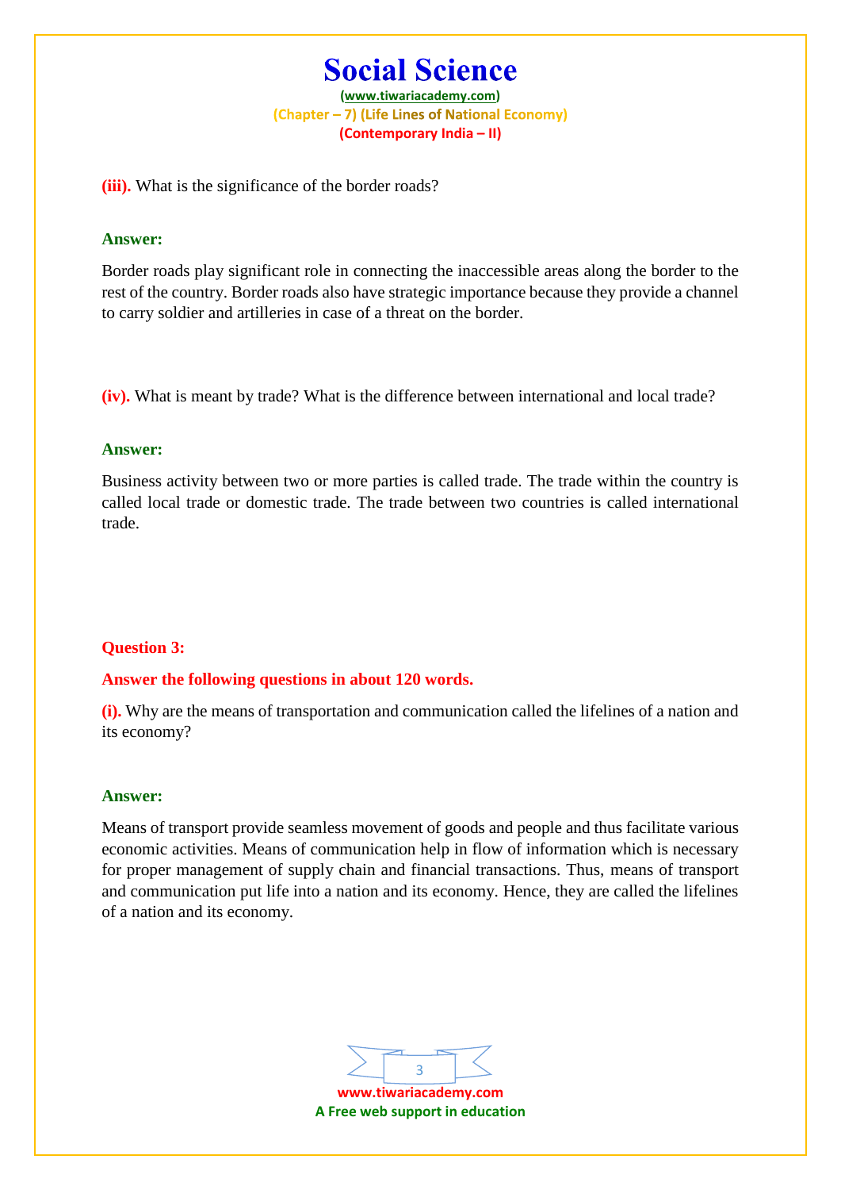**(iii).** What is the significance of the border roads?

**Answer:**

Border roads play significant role in connecting the inaccessible areas along the border to the rest of the country. Border roads also have strategic importance because they provide a channel to carry soldier and artilleries in case of a threat on the border.

**(iv).** What is meant by trade? What is the difference between international and local trade?

**Answer:**

Business activity between two or more parties is called trade. The trade within the country is called local trade or domestic trade. The trade between two countries is called international trade.

**Question 3:**

**Answer the following questions in about 120 words.**

**(i).** Why are the means of transportation and communication called the lifelines of a nation and its economy?

**Answer:**

Means of transport provide seamless movement of goods and people and thus facilitate various economic activities. Means of communication help in flow of information which is necessary for proper management of supply chain and financial transactions. Thus, means of transport and communication put life into a nation and its economy. Hence, they are called the lifelines of a nation and its economy.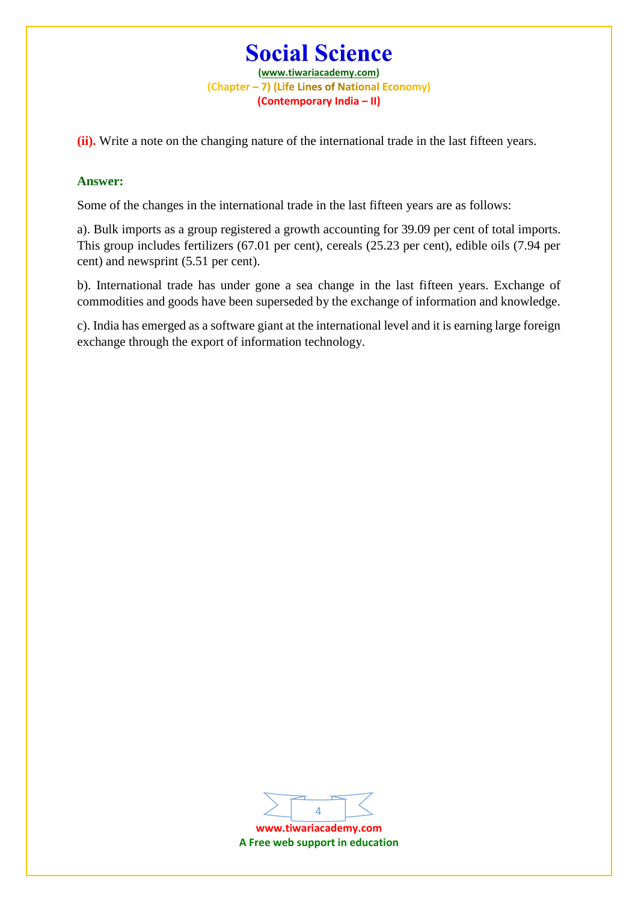**(ii).** Write a note on the changing nature of the international trade in the last fifteen years.

**Answer:**

Some of the changes in the international trade in the last fifteen years are as follows:

a). Bulk imports as a group registered a growth accounting for 39.09 per cent of total imports. This group includes fertilizers (67.01 per cent), cereals (25.23 per cent), edible oils (7.94 per cent) and newsprint (5.51 per cent).

b). International trade has under gone a sea change in the last fifteen years. Exchange of commodities and goods have been superseded by the exchange of information and knowledge.

c). India has emerged as a software giant at the international level and it is earning large foreign exchange through the export of information technology.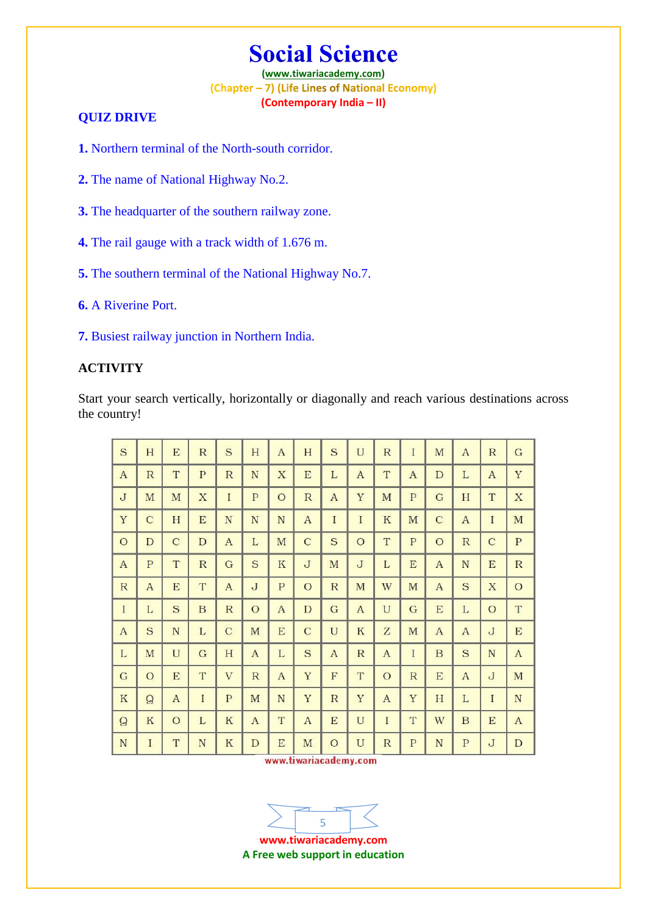# Social Science

(www.tiwariacademy.com)

(Chapter – 7) (Life Lines of National Economy)

(Contemporary India – II)

### QUIZ DRIVE

**1.** Northern terminal of the North-south corridor.

**2.** The name of National Highway No.2.

**3.** The headquarter of the southern railway zone.

**4.** The rail gauge with a track width of 1.676 m.

**5.** The southern terminal of the National Highway No.7.

**6.** A Riverine Port.

**7.** Busiest railway junction in Northern India.

### ACTIVITY

Start your search vertically, horizontally or diagonally and reach various destinations across the country!

| | | | | | | | | | | | | | | | |
|---|---|---|---|---|---|---|---|---|---|---|---|---|---|---|---|
| S | H | E | R | S | H | A | H | S | U | R | I | M | A | R | G |
| A | R | T | P | R | N | X | E | L | A | T | A | D | L | A | Y |
| J | M | M | X | I | P | O | R | A | Y | M | P | G | H | T | X |
| Y | C | H | E | N | N | N | A | I | I | K | M | C | A | I | M |
| O | D | C | D | A | L | M | C | S | O | T | P | O | R | C | P |
| A | P | T | R | G | S | K | J | M | J | L | E | A | N | E | R |
| R | A | E | T | A | J | P | O | R | M | W | M | A | S | X | O |
| I | L | S | B | R | O | A | D | G | A | U | G | E | L | O | T |
| A | S | N | L | C | M | E | C | U | K | Z | M | A | A | J | E |
| L | M | U | G | H | A | L | S | A | R | A | I | B | S | N | A |
| G | O | E | T | V | R | A | Y | F | T | O | R | E | A | J | M |
| K | Q | A | I | P | M | N | Y | R | Y | A | Y | H | L | I | N |
| Q | K | O | L | K | A | T | A | E | U | I | T | W | B | E | A |
| N | I | T | N | K | D | E | M | O | U | R | P | N | P | J | D |

www.tiwariacademy.com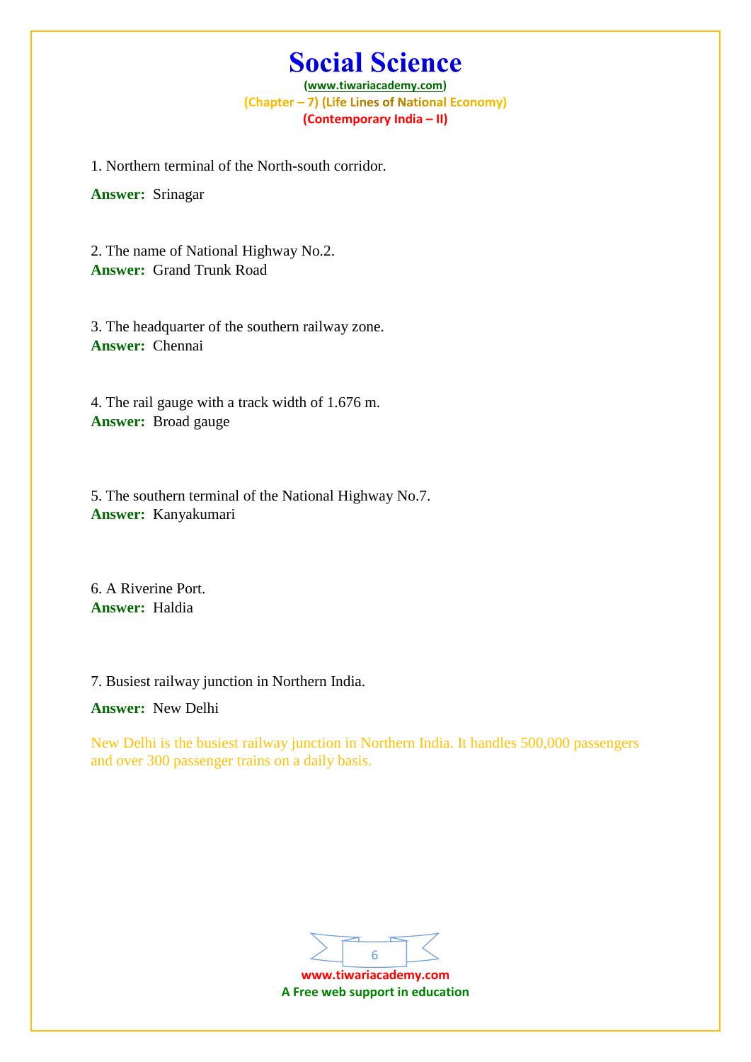1. Northern terminal of the North-south corridor.

**Answer:** Srinagar

2. The name of National Highway No.2.
**Answer:** Grand Trunk Road

3. The headquarter of the southern railway zone.
**Answer:** Chennai

4. The rail gauge with a track width of 1.676 m.
**Answer:** Broad gauge

5. The southern terminal of the National Highway No.7.
**Answer:** Kanyakumari

6. A Riverine Port.
**Answer:** Haldia

7. Busiest railway junction in Northern India.

**Answer:** New Delhi

New Delhi is the busiest railway junction in Northern India. It handles 500,000 passengers and over 300 passenger trains on a daily basis.